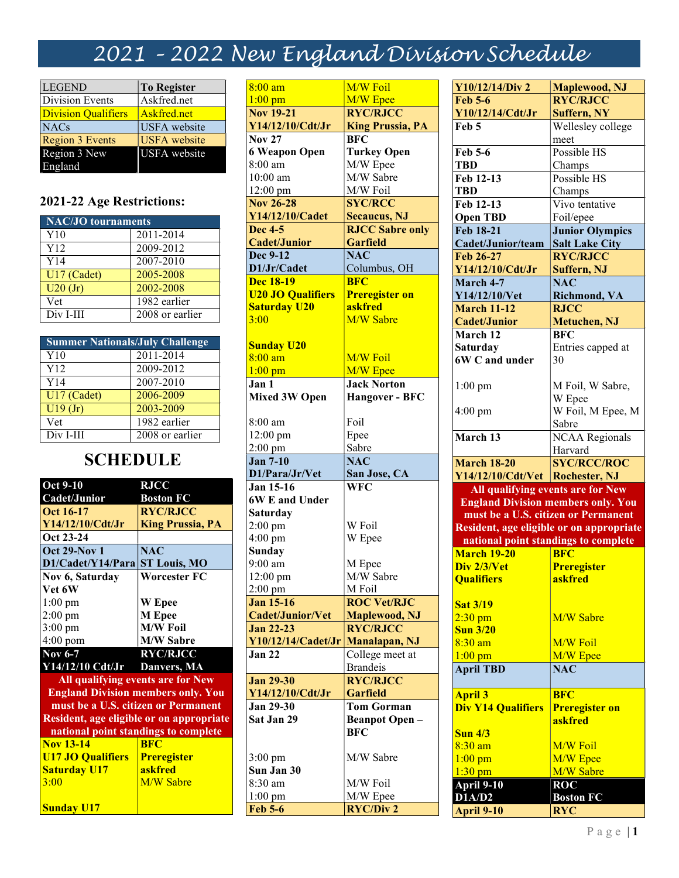# 2021 – 2022 New England Division Schedule

| LEGEND | To Register |
|---|---|
| Division Events | Askfred.net |
| Division Qualifiers | Askfred.net |
| NACs | USFA website |
| Region 3 Events | USFA website |
| Region 3 New England | USFA website |

## 2021-22 Age Restrictions:

| NAC/JO tournaments | |
|---|---|
| Y10 | 2011-2014 |
| Y12 | 2009-2012 |
| Y14 | 2007-2010 |
| U17 (Cadet) | 2005-2008 |
| U20 (Jr) | 2002-2008 |
| Vet | 1982 earlier |
| Div I-III | 2008 or earlier |

| Summer Nationals/July Challenge | |
|---|---|
| Y10 | 2011-2014 |
| Y12 | 2009-2012 |
| Y14 | 2007-2010 |
| U17 (Cadet) | 2006-2009 |
| U19 (Jr) | 2003-2009 |
| Vet | 1982 earlier |
| Div I-III | 2008 or earlier |

## SCHEDULE

| | |
|---|---|
| **Oct 9-10 Cadet/Junior** | **RJCC Boston FC** |
| **Oct 16-17 Y14/12/10/Cdt/Jr** | **RYC/RJCC King Prussia, PA** |
| **Oct 23-24** | |
| **Oct 29-Nov 1 D1/Cadet/Y14/Para** | **NAC ST Louis, MO** |
| **Nov 6, Saturday Vet 6W** | **Worcester FC** |
| 1:00 pm | **W Epee** |
| 2:00 pm | **M Epee** |
| 3:00 pm | **M/W Foil** |
| 4:00 pom | **M/W Sabre** |
| **Nov 6-7 Y14/12/10 Cdt/Jr** | **RYC/RJCC Danvers, MA** |
| **All qualifying events are for New England Division members only. You must be a U.S. citizen or Permanent Resident, age eligible or on appropriate national point standings to complete** | |
| **Nov 13-14 U17 JO Qualifiers Saturday U17** | **BFC Preregister askfred** |
| **3:00** | **M/W Sabre** |
| **Sunday U17** | |
| **8:00 am** | **M/W Foil** |
| **1:00 pm** | **M/W Epee** |
| **Nov 19-21 Y14/12/10/Cdt/Jr** | **RYC/RJCC King Prussia, PA** |
| **Nov 27 6 Weapon Open** | **BFC Turkey Open** |
| 8:00 am | M/W Epee |
| 10:00 am | M/W Sabre |
| 12:00 pm | M/W Foil |
| **Nov 26-28 Y14/12/10/Cadet** | **SYC/RCC Secaucus, NJ** |
| **Dec 4-5 Cadet/Junior** | **RJCC Sabre only Garfield** |
| **Dec 9-12 D1/Jr/Cadet** | **NAC** Columbus, OH |
| **Dec 18-19 U20 JO Qualifiers Saturday U20** | **BFC Preregister on askfred** |
| **3:00** | **M/W Sabre** |
| **Sunday U20** | |
| **8:00 am** | **M/W Foil** |
| **1:00 pm** | **M/W Epee** |
| **Jan 1 Mixed 3W Open** | **Jack Norton Hangover - BFC** |
| 8:00 am | Foil |
| 12:00 pm | Epee |
| 2:00 pm | Sabre |
| **Jan 7-10 D1/Para/Jr/Vet** | **NAC San Jose, CA** |
| **Jan 15-16 6W E and Under Saturday** | **WFC** |
| 2:00 pm | W Foil |
| 4:00 pm | W Epee |
| **Sunday** | |
| 9:00 am | M Epee |
| 12:00 pm | M/W Sabre |
| 2:00 pm | M Foil |
| **Jan 15-16 Cadet/Junior/Vet** | **ROC Vet/RJC Maplewood, NJ** |
| **Jan 22-23 Y10/12/14/Cadet/Jr** | **RYC/RJCC Manalapan, NJ** |
| **Jan 22** | College meet at Brandeis |
| **Jan 29-30 Y14/12/10/Cdt/Jr** | **RYC/RJCC Garfield** |
| **Jan 29-30 Sat Jan 29** | **Tom Gorman Beanpot Open – BFC** |
| 3:00 pm | M/W Sabre |
| **Sun Jan 30** | |
| 8:30 am | M/W Foil |
| 1:00 pm | M/W Epee |
| **Feb 5-6 Y10/12/14/Div 2** | **RYC/Div 2 Maplewood, NJ** |
| **Feb 5-6 Y10/12/14/Cdt/Jr** | **RYC/RJCC Suffern, NY** |
| **Feb 5** | Wellesley college meet |
| **Feb 5-6 TBD** | Possible HS Champs |
| **Feb 12-13 TBD** | Possible HS Champs |
| **Feb 12-13 Open TBD** | Vivo tentative Foil/epee |
| **Feb 18-21 Cadet/Junior/team** | **Junior Olympics Salt Lake City** |
| **Feb 26-27 Y14/12/10/Cdt/Jr** | **RYC/RJCC Suffern, NJ** |
| **March 4-7 Y14/12/10/Vet** | **NAC Richmond, VA** |
| **March 11-12 Cadet/Junior** | **RJCC Metuchen, NJ** |
| **March 12 Saturday 6W C and under** | **BFC** Entries capped at 30 |
| 1:00 pm | M Foil, W Sabre, W Epee |
| 4:00 pm | W Foil, M Epee, M Sabre |
| **March 13** | NCAA Regionals Harvard |
| **March 18-20 Y14/12/10/Cdt/Vet** | **SYC/RCC/ROC Rochester, NJ** |
| **All qualifying events are for New England Division members only. You must be a U.S. citizen or Permanent Resident, age eligible or on appropriate national point standings to complete** | |
| **March 19-20 Div 2/3/Vet Qualifiers** | **BFC Preregister askfred** |
| **Sat 3/19** | |
| **2:30 pm** | **M/W Sabre** |
| **Sun 3/20** | |
| **8:30 am** | **M/W Foil** |
| **1:00 pm** | **M/W Epee** |
| **April TBD** | **NAC** |
| **April 3 Div Y14 Qualifiers** | **BFC Preregister on askfred** |
| **Sun 4/3** | |
| **8:30 am** | **M/W Foil** |
| **1:00 pm** | **M/W Epee** |
| **1:30 pm** | **M/W Sabre** |
| **April 9-10 D1A/D2** | **ROC Boston FC** |
| **April 9-10** | **RYC** |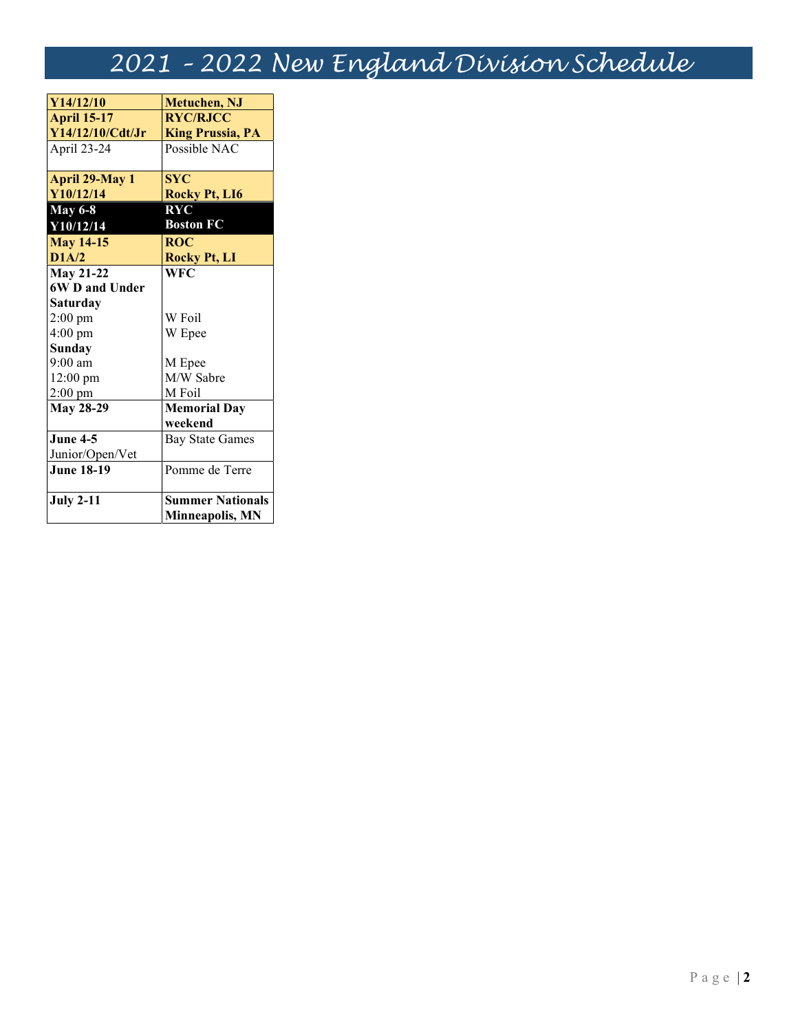# 2021 – 2022 New England Division Schedule

| | |
|---|---|
| **Y14/12/10** | **Metuchen, NJ** |
| **April 15-17**<br>**Y14/12/10/Cdt/Jr** | **RYC/RJCC**<br>**King Prussia, PA** |
| April 23-24 | Possible NAC |
| **April 29-May 1**<br>**Y10/12/14** | **SYC**<br>**Rocky Pt, LI6** |
| **May 6-8**<br>**Y10/12/14** | **RYC**<br>**Boston FC** |
| **May 14-15**<br>**D1A/2** | **ROC**<br>**Rocky Pt, LI** |
| **May 21-22**<br>**6W D and Under**<br>**Saturday**<br>2:00 pm<br>4:00 pm<br>**Sunday**<br>9:00 am<br>12:00 pm<br>2:00 pm | **WFC**<br><br><br>W Foil<br>W Epee<br><br>M Epee<br>M/W Sabre<br>M Foil |
| **May 28-29** | **Memorial Day weekend** |
| **June 4-5**<br>Junior/Open/Vet | Bay State Games |
| **June 18-19** | Pomme de Terre |
| **July 2-11** | **Summer Nationals**<br>**Minneapolis, MN** |